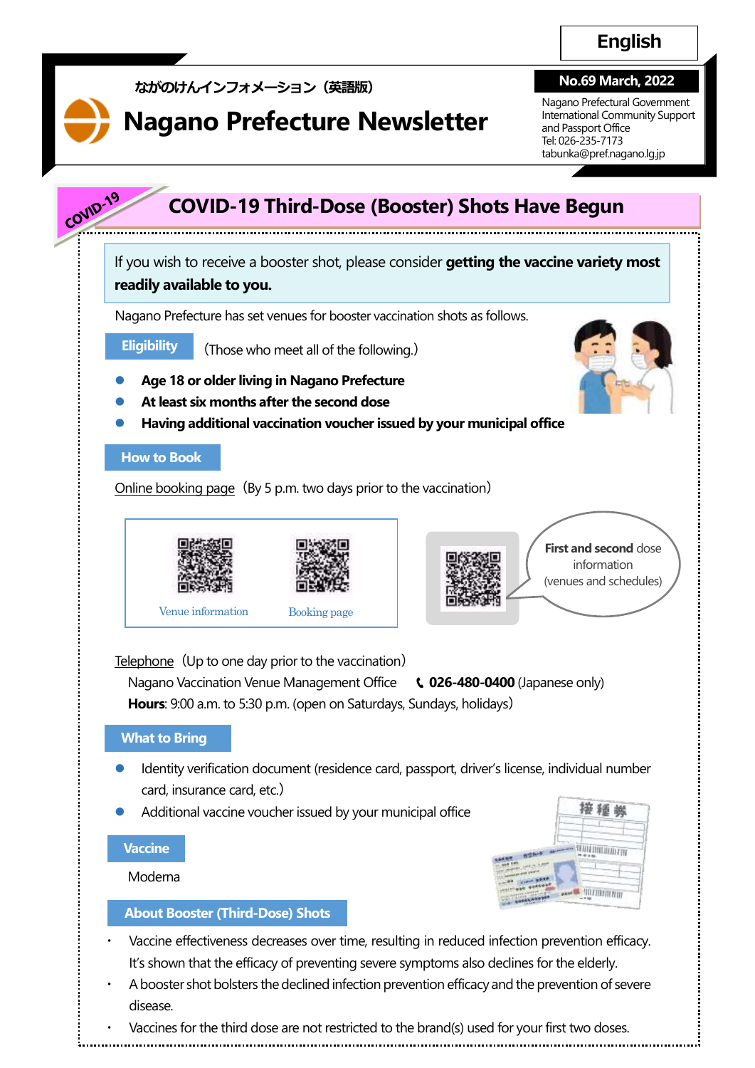English

ながのけんインフォメーション（英語版）

# Nagano Prefecture Newsletter

**No.69 March, 2022**

Nagano Prefectural Government
International Community Support and Passport Office
Tel: 026-235-7173
tabunka@pref.nagano.lg.jp

COVID-19

## COVID-19 Third-Dose (Booster) Shots Have Begun

If you wish to receive a booster shot, please consider **getting the vaccine variety most readily available to you.**

Nagano Prefecture has set venues for booster vaccination shots as follows.

### Eligibility

(Those who meet all of the following.)

- **Age 18 or older living in Nagano Prefecture**
- **At least six months after the second dose**
- **Having additional vaccination voucher issued by your municipal office**

### How to Book

Online booking page（By 5 p.m. two days prior to the vaccination）

Venue information　Booking page

**First and second** dose information (venues and schedules)

Telephone（Up to one day prior to the vaccination）

Nagano Vaccination Venue Management Office　**026-480-0400** (Japanese only)

**Hours**: 9:00 a.m. to 5:30 p.m. (open on Saturdays, Sundays, holidays)

### What to Bring

- Identity verification document (residence card, passport, driver's license, individual number card, insurance card, etc.)
- Additional vaccine voucher issued by your municipal office

### Vaccine

Moderna

### About Booster (Third-Dose) Shots

- Vaccine effectiveness decreases over time, resulting in reduced infection prevention efficacy. It's shown that the efficacy of preventing severe symptoms also declines for the elderly.
- A booster shot bolsters the declined infection prevention efficacy and the prevention of severe disease.
- Vaccines for the third dose are not restricted to the brand(s) used for your first two doses.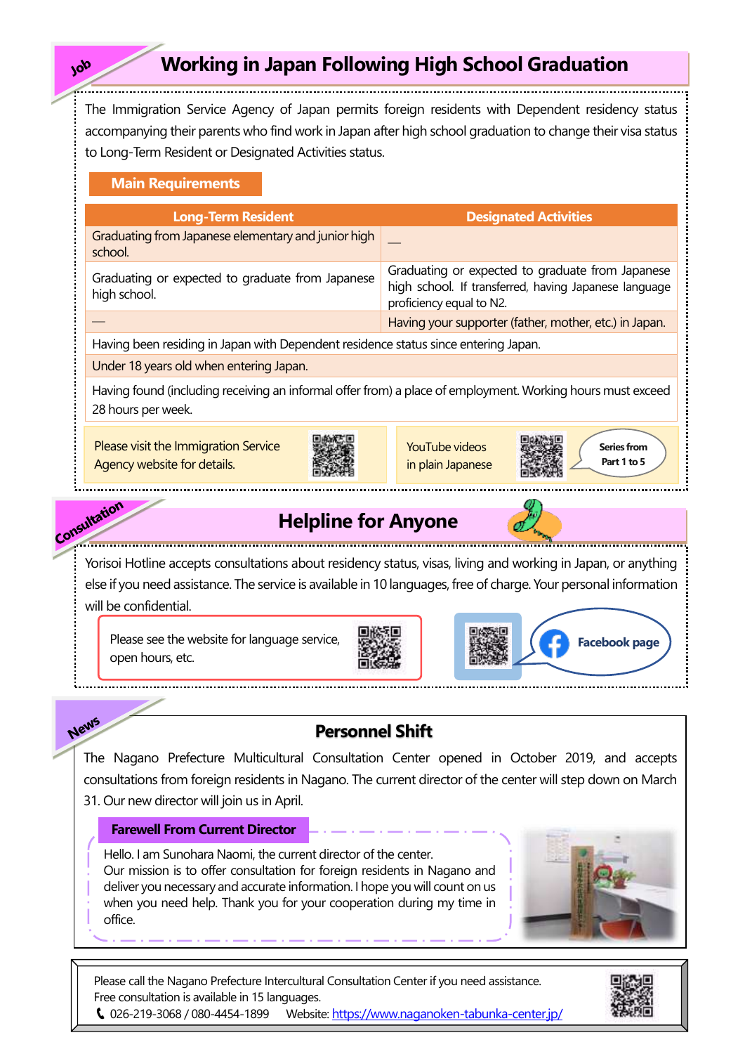Job

## Working in Japan Following High School Graduation

The Immigration Service Agency of Japan permits foreign residents with Dependent residency status accompanying their parents who find work in Japan after high school graduation to change their visa status to Long-Term Resident or Designated Activities status.

**Main Requirements**

| Long-Term Resident | Designated Activities |
|---|---|
| Graduating from Japanese elementary and junior high school. | — |
| Graduating or expected to graduate from Japanese high school. | Graduating or expected to graduate from Japanese high school. If transferred, having Japanese language proficiency equal to N2. |
| — | Having your supporter (father, mother, etc.) in Japan. |
| Having been residing in Japan with Dependent residence status since entering Japan. | |
| Under 18 years old when entering Japan. | |
| Having found (including receiving an informal offer from) a place of employment. Working hours must exceed 28 hours per week. | |

Please visit the Immigration Service Agency website for details.

YouTube videos in plain Japanese

Series from Part 1 to 5

Consultation

## Helpline for Anyone

Yorisoi Hotline accepts consultations about residency status, visas, living and working in Japan, or anything else if you need assistance. The service is available in 10 languages, free of charge. Your personal information will be confidential.

Please see the website for language service, open hours, etc.

Facebook page

News

## Personnel Shift

The Nagano Prefecture Multicultural Consultation Center opened in October 2019, and accepts consultations from foreign residents in Nagano. The current director of the center will step down on March 31. Our new director will join us in April.

**Farewell From Current Director**

Hello. I am Sunohara Naomi, the current director of the center.
Our mission is to offer consultation for foreign residents in Nagano and deliver you necessary and accurate information. I hope you will count on us when you need help. Thank you for your cooperation during my time in office.

Please call the Nagano Prefecture Intercultural Consultation Center if you need assistance.
Free consultation is available in 15 languages.
026-219-3068 / 080-4454-1899 Website: https://www.naganoken-tabunka-center.jp/